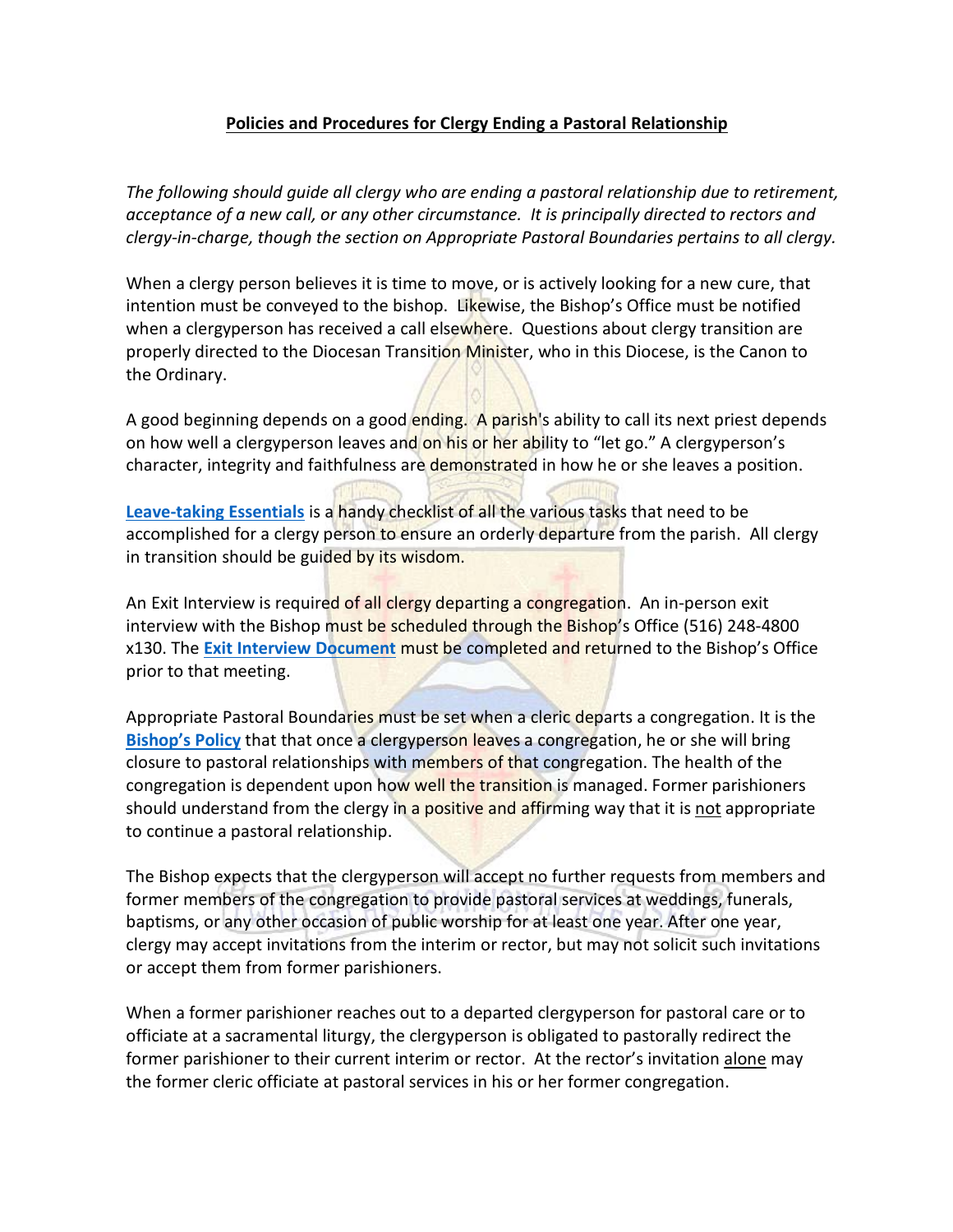## Policies and Procedures for Clergy Ending a Pastoral Relationship

*The following should guide all clergy who are ending a pastoral relationship due to retirement, acceptance of a new call, or any other circumstance. It is principally directed to rectors and clergy-in-charge, though the section on Appropriate Pastoral Boundaries pertains to all clergy.*

When a clergy person believes it is time to move, or is actively looking for a new cure, that intention must be conveyed to the bishop. Likewise, the Bishop's Office must be notified when a clergyperson has received a call elsewhere. Questions about clergy transition are properly directed to the Diocesan Transition Minister, who in this Diocese, is the Canon to the Ordinary.

A good beginning depends on a good ending. A parish's ability to call its next priest depends on how well a clergyperson leaves and on his or her ability to "let go." A clergyperson's character, integrity and faithfulness are demonstrated in how he or she leaves a position.

**Leave-taking Essentials** is a handy checklist of all the various tasks that need to be accomplished for a clergy person to ensure an orderly departure from the parish. All clergy in transition should be guided by its wisdom.

An Exit Interview is required of all clergy departing a congregation. An in-person exit interview with the Bishop must be scheduled through the Bishop's Office (516) 248-4800 x130. The **Exit Interview Document** must be completed and returned to the Bishop's Office prior to that meeting.

Appropriate Pastoral Boundaries must be set when a cleric departs a congregation. It is the **Bishop's Policy** that that once a clergyperson leaves a congregation, he or she will bring closure to pastoral relationships with members of that congregation. The health of the congregation is dependent upon how well the transition is managed. Former parishioners should understand from the clergy in a positive and affirming way that it is not appropriate to continue a pastoral relationship.

The Bishop expects that the clergyperson will accept no further requests from members and former members of the congregation to provide pastoral services at weddings, funerals, baptisms, or any other occasion of public worship for at least one year. After one year, clergy may accept invitations from the interim or rector, but may not solicit such invitations or accept them from former parishioners.

When a former parishioner reaches out to a departed clergyperson for pastoral care or to officiate at a sacramental liturgy, the clergyperson is obligated to pastorally redirect the former parishioner to their current interim or rector. At the rector's invitation alone may the former cleric officiate at pastoral services in his or her former congregation.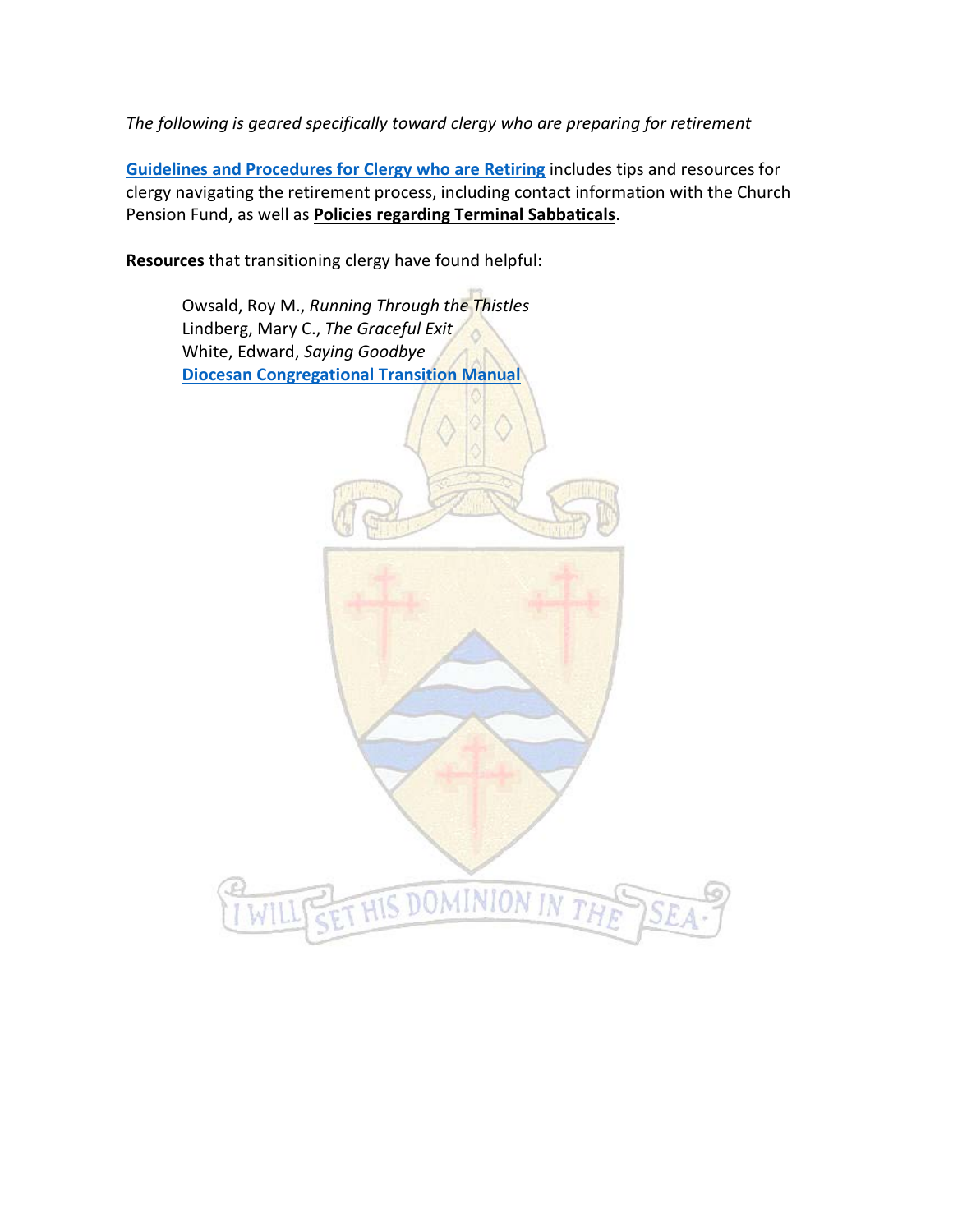*The following is geared specifically toward clergy who are preparing for retirement*

**Guidelines and Procedures for Clergy who are Retiring** includes tips and resources for clergy navigating the retirement process, including contact information with the Church Pension Fund, as well as **Policies regarding Terminal Sabbaticals**.

**Resources** that transitioning clergy have found helpful:

Owsald, Roy M., *Running Through the Thistles*
Lindberg, Mary C., *The Graceful Exit*
White, Edward, *Saying Goodbye*
**Diocesan Congregational Transition Manual**